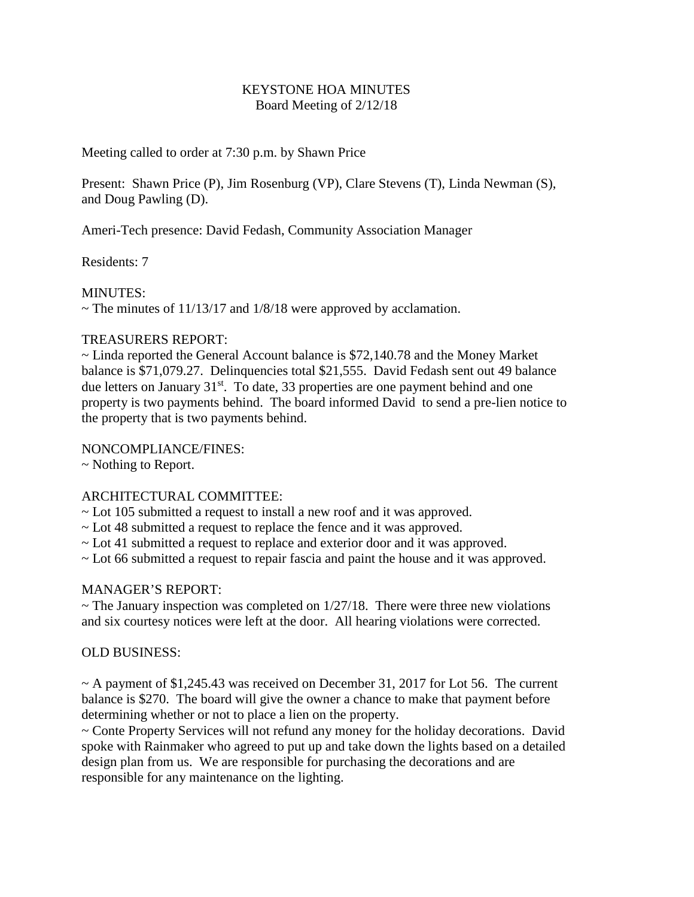# KEYSTONE HOA MINUTES

Board Meeting of 2/12/18

Meeting called to order at 7:30 p.m. by Shawn Price

Present: Shawn Price (P), Jim Rosenburg (VP), Clare Stevens (T), Linda Newman (S), and Doug Pawling (D).

Ameri-Tech presence: David Fedash, Community Association Manager

Residents: 7

MINUTES:

~ The minutes of 11/13/17 and 1/8/18 were approved by acclamation.

TREASURERS REPORT:

~ Linda reported the General Account balance is $72,140.78 and the Money Market balance is $71,079.27. Delinquencies total $21,555. David Fedash sent out 49 balance due letters on January 31st. To date, 33 properties are one payment behind and one property is two payments behind. The board informed David to send a pre-lien notice to the property that is two payments behind.

NONCOMPLIANCE/FINES:

~ Nothing to Report.

ARCHITECTURAL COMMITTEE:

~ Lot 105 submitted a request to install a new roof and it was approved.

~ Lot 48 submitted a request to replace the fence and it was approved.

~ Lot 41 submitted a request to replace and exterior door and it was approved.

~ Lot 66 submitted a request to repair fascia and paint the house and it was approved.

MANAGER'S REPORT:

~ The January inspection was completed on 1/27/18. There were three new violations and six courtesy notices were left at the door. All hearing violations were corrected.

OLD BUSINESS:

~ A payment of $1,245.43 was received on December 31, 2017 for Lot 56. The current balance is $270. The board will give the owner a chance to make that payment before determining whether or not to place a lien on the property.

~ Conte Property Services will not refund any money for the holiday decorations. David spoke with Rainmaker who agreed to put up and take down the lights based on a detailed design plan from us. We are responsible for purchasing the decorations and are responsible for any maintenance on the lighting.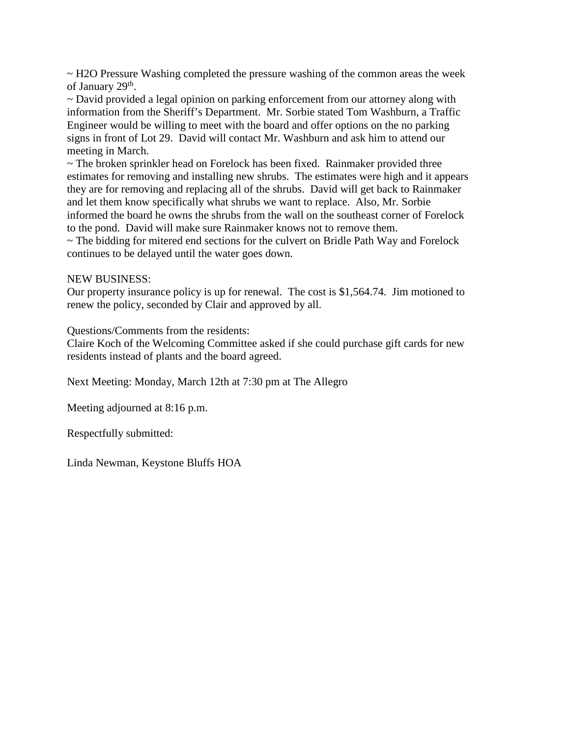~ H2O Pressure Washing completed the pressure washing of the common areas the week of January 29th.

~ David provided a legal opinion on parking enforcement from our attorney along with information from the Sheriff's Department. Mr. Sorbie stated Tom Washburn, a Traffic Engineer would be willing to meet with the board and offer options on the no parking signs in front of Lot 29. David will contact Mr. Washburn and ask him to attend our meeting in March.

~ The broken sprinkler head on Forelock has been fixed. Rainmaker provided three estimates for removing and installing new shrubs. The estimates were high and it appears they are for removing and replacing all of the shrubs. David will get back to Rainmaker and let them know specifically what shrubs we want to replace. Also, Mr. Sorbie informed the board he owns the shrubs from the wall on the southeast corner of Forelock to the pond. David will make sure Rainmaker knows not to remove them.

~ The bidding for mitered end sections for the culvert on Bridle Path Way and Forelock continues to be delayed until the water goes down.

NEW BUSINESS:

Our property insurance policy is up for renewal. The cost is $1,564.74. Jim motioned to renew the policy, seconded by Clair and approved by all.

Questions/Comments from the residents:

Claire Koch of the Welcoming Committee asked if she could purchase gift cards for new residents instead of plants and the board agreed.

Next Meeting: Monday, March 12th at 7:30 pm at The Allegro

Meeting adjourned at 8:16 p.m.

Respectfully submitted:

Linda Newman, Keystone Bluffs HOA